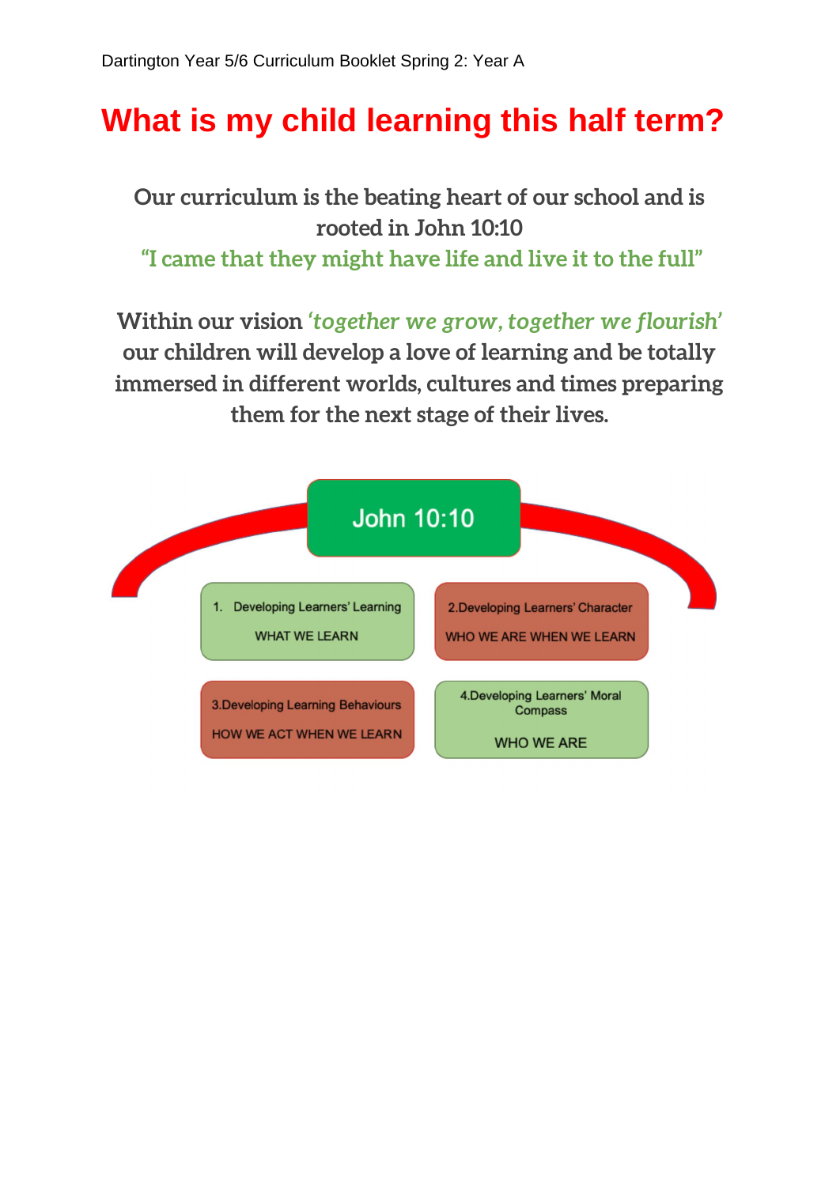Dartington Year 5/6 Curriculum Booklet Spring 2: Year A

# What is my child learning this half term?

**Our curriculum is the beating heart of our school and is rooted in John 10:10**
**"I came that they might have life and live it to the full"**

**Within our vision *'together we grow, together we flourish'* our children will develop a love of learning and be totally immersed in different worlds, cultures and times preparing them for the next stage of their lives.**

John 10:10

1. Developing Learners' Learning
   WHAT WE LEARN

2. Developing Learners' Character
   WHO WE ARE WHEN WE LEARN

3. Developing Learning Behaviours
   HOW WE ACT WHEN WE LEARN

4. Developing Learners' Moral Compass
   WHO WE ARE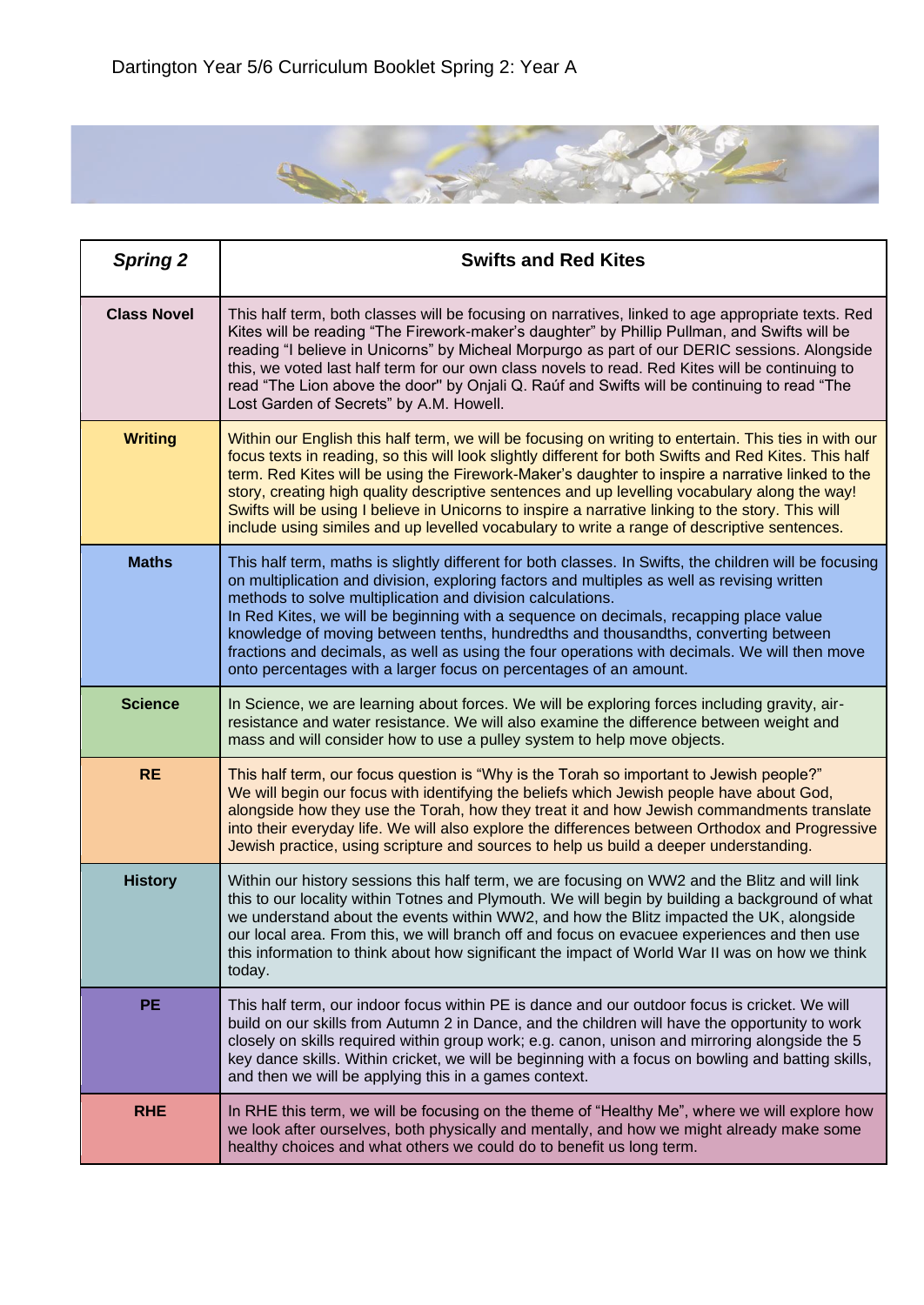# Dartington Year 5/6 Curriculum Booklet Spring 2: Year A

| *Spring 2* | Swifts and Red Kites |
|---|---|
| **Class Novel** | This half term, both classes will be focusing on narratives, linked to age appropriate texts. Red Kites will be reading "The Firework-maker's daughter" by Phillip Pullman, and Swifts will be reading "I believe in Unicorns" by Micheal Morpurgo as part of our DERIC sessions. Alongside this, we voted last half term for our own class novels to read. Red Kites will be continuing to read "The Lion above the door" by Onjali Q. Raúf and Swifts will be continuing to read "The Lost Garden of Secrets" by A.M. Howell. |
| **Writing** | Within our English this half term, we will be focusing on writing to entertain. This ties in with our focus texts in reading, so this will look slightly different for both Swifts and Red Kites. This half term. Red Kites will be using the Firework-Maker's daughter to inspire a narrative linked to the story, creating high quality descriptive sentences and up levelling vocabulary along the way! Swifts will be using I believe in Unicorns to inspire a narrative linking to the story. This will include using similes and up levelled vocabulary to write a range of descriptive sentences. |
| **Maths** | This half term, maths is slightly different for both classes. In Swifts, the children will be focusing on multiplication and division, exploring factors and multiples as well as revising written methods to solve multiplication and division calculations.<br>In Red Kites, we will be beginning with a sequence on decimals, recapping place value knowledge of moving between tenths, hundredths and thousandths, converting between fractions and decimals, as well as using the four operations with decimals. We will then move onto percentages with a larger focus on percentages of an amount. |
| **Science** | In Science, we are learning about forces. We will be exploring forces including gravity, air-resistance and water resistance. We will also examine the difference between weight and mass and will consider how to use a pulley system to help move objects. |
| **RE** | This half term, our focus question is "Why is the Torah so important to Jewish people?"<br>We will begin our focus with identifying the beliefs which Jewish people have about God, alongside how they use the Torah, how they treat it and how Jewish commandments translate into their everyday life. We will also explore the differences between Orthodox and Progressive Jewish practice, using scripture and sources to help us build a deeper understanding. |
| **History** | Within our history sessions this half term, we are focusing on WW2 and the Blitz and will link this to our locality within Totnes and Plymouth. We will begin by building a background of what we understand about the events within WW2, and how the Blitz impacted the UK, alongside our local area. From this, we will branch off and focus on evacuee experiences and then use this information to think about how significant the impact of World War II was on how we think today. |
| **PE** | This half term, our indoor focus within PE is dance and our outdoor focus is cricket. We will build on our skills from Autumn 2 in Dance, and the children will have the opportunity to work closely on skills required within group work; e.g. canon, unison and mirroring alongside the 5 key dance skills. Within cricket, we will be beginning with a focus on bowling and batting skills, and then we will be applying this in a games context. |
| **RHE** | In RHE this term, we will be focusing on the theme of "Healthy Me", where we will explore how we look after ourselves, both physically and mentally, and how we might already make some healthy choices and what others we could do to benefit us long term. |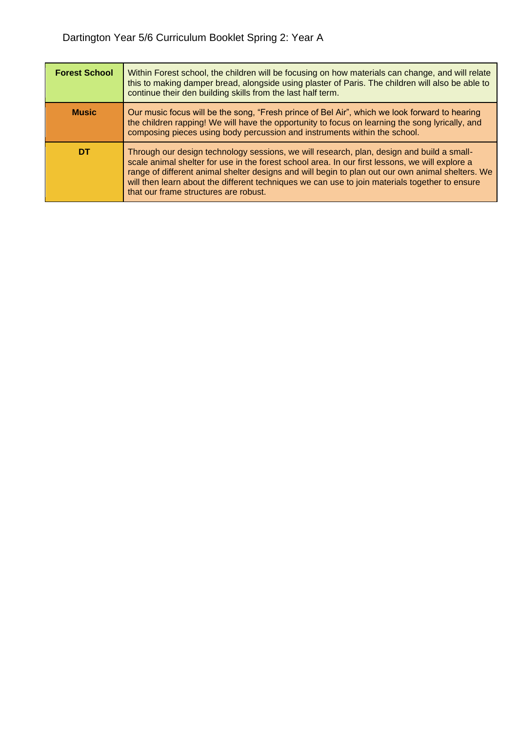Dartington Year 5/6 Curriculum Booklet Spring 2: Year A

| | |
|---|---|
| **Forest School** | Within Forest school, the children will be focusing on how materials can change, and will relate this to making damper bread, alongside using plaster of Paris. The children will also be able to continue their den building skills from the last half term. |
| **Music** | Our music focus will be the song, "Fresh prince of Bel Air", which we look forward to hearing the children rapping! We will have the opportunity to focus on learning the song lyrically, and composing pieces using body percussion and instruments within the school. |
| **DT** | Through our design technology sessions, we will research, plan, design and build a small-scale animal shelter for use in the forest school area. In our first lessons, we will explore a range of different animal shelter designs and will begin to plan out our own animal shelters. We will then learn about the different techniques we can use to join materials together to ensure that our frame structures are robust. |